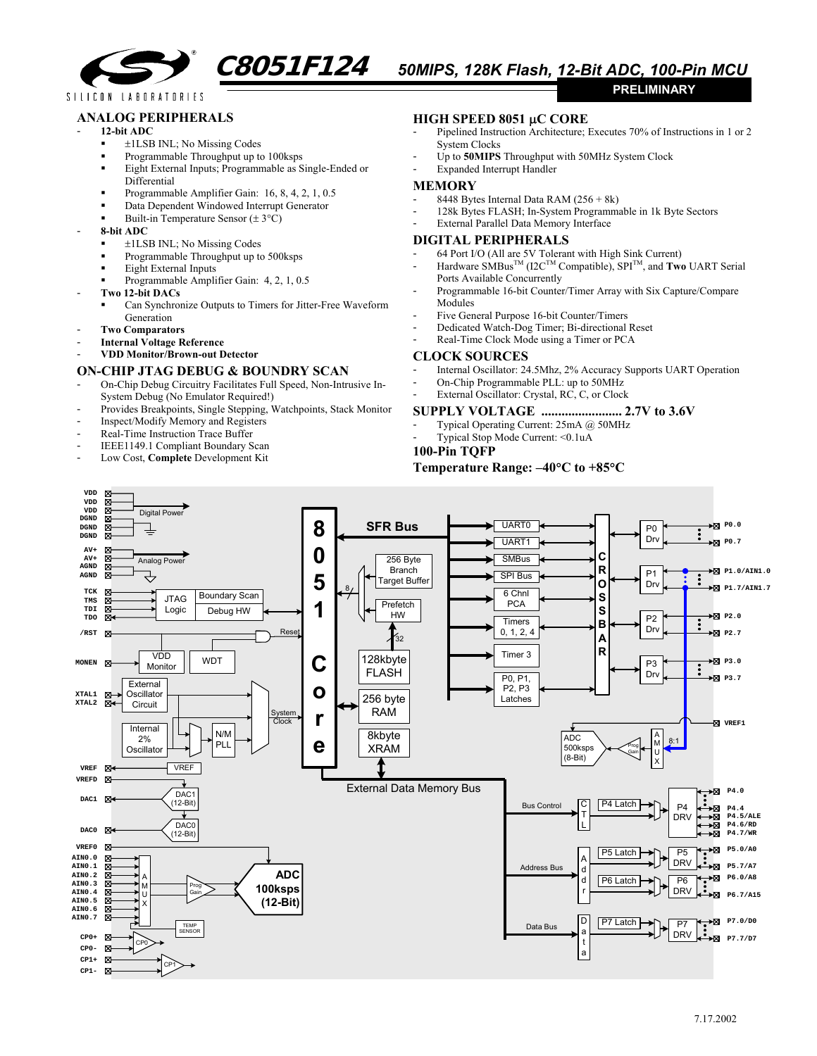# C8051F124

## 50MIPS, 128K Flash, 12-Bit ADC, 100-Pin MCU

**PRELIMINARY**

## ANALOG PERIPHERALS

- **12-bit ADC**
  - ±1LSB INL; No Missing Codes
  - Programmable Throughput up to 100ksps
  - Eight External Inputs; Programmable as Single-Ended or Differential
  - Programmable Amplifier Gain: 16, 8, 4, 2, 1, 0.5
  - Data Dependent Windowed Interrupt Generator
  - Built-in Temperature Sensor (± 3°C)
- **8-bit ADC**
  - ±1LSB INL; No Missing Codes
  - Programmable Throughput up to 500ksps
  - Eight External Inputs
  - Programmable Amplifier Gain: 4, 2, 1, 0.5
- **Two 12-bit DACs**
  - Can Synchronize Outputs to Timers for Jitter-Free Waveform Generation
- **Two Comparators**
- **Internal Voltage Reference**
- **VDD Monitor/Brown-out Detector**

## ON-CHIP JTAG DEBUG & BOUNDRY SCAN

- On-Chip Debug Circuitry Facilitates Full Speed, Non-Intrusive In-System Debug (No Emulator Required!)
- Provides Breakpoints, Single Stepping, Watchpoints, Stack Monitor
- Inspect/Modify Memory and Registers
- Real-Time Instruction Trace Buffer
- IEEE1149.1 Compliant Boundary Scan
- Low Cost, **Complete** Development Kit

## HIGH SPEED 8051 µC CORE

- Pipelined Instruction Architecture; Executes 70% of Instructions in 1 or 2 System Clocks
- Up to **50MIPS** Throughput with 50MHz System Clock
- Expanded Interrupt Handler

## MEMORY

- 8448 Bytes Internal Data RAM (256 + 8k)
- 128k Bytes FLASH; In-System Programmable in 1k Byte Sectors
- External Parallel Data Memory Interface

## DIGITAL PERIPHERALS

- 64 Port I/O (All are 5V Tolerant with High Sink Current)
- Hardware SMBus™ (I2C™ Compatible), SPI™, and **Two** UART Serial Ports Available Concurrently
- Programmable 16-bit Counter/Timer Array with Six Capture/Compare Modules
- Five General Purpose 16-bit Counter/Timers
- Dedicated Watch-Dog Timer; Bi-directional Reset
- Real-Time Clock Mode using a Timer or PCA

## CLOCK SOURCES

- Internal Oscillator: 24.5Mhz, 2% Accuracy Supports UART Operation
- On-Chip Programmable PLL: up to 50MHz
- External Oscillator: Crystal, RC, C, or Clock

## SUPPLY VOLTAGE ........................ 2.7V to 3.6V

- Typical Operating Current: 25mA @ 50MHz
- Typical Stop Mode Current: <0.1uA

## 100-Pin TQFP

## Temperature Range: –40°C to +85°C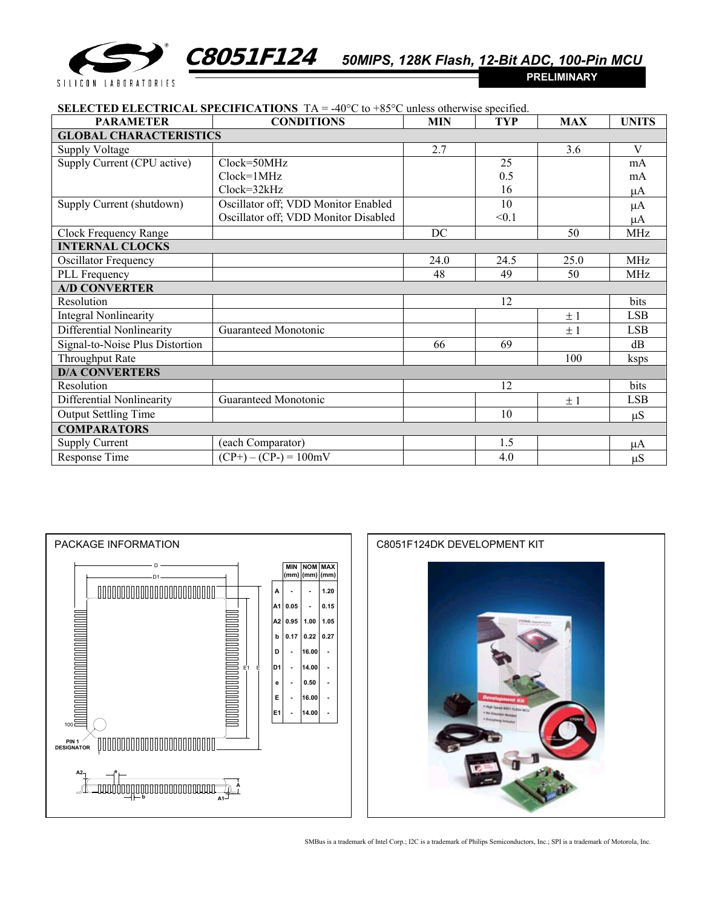# C8051F124 50MIPS, 128K Flash, 12-Bit ADC, 100-Pin MCU

PRELIMINARY

**SELECTED ELECTRICAL SPECIFICATIONS** TA = -40°C to +85°C unless otherwise specified.

| PARAMETER | CONDITIONS | MIN | TYP | MAX | UNITS |
|---|---|---|---|---|---|
| **GLOBAL CHARACTERISTICS** | | | | | |
| Supply Voltage | | 2.7 | | 3.6 | V |
| Supply Current (CPU active) | Clock=50MHz<br>Clock=1MHz<br>Clock=32kHz | | 25<br>0.5<br>16 | | mA<br>mA<br>μA |
| Supply Current (shutdown) | Oscillator off; VDD Monitor Enabled<br>Oscillator off; VDD Monitor Disabled | | 10<br><0.1 | | μA<br>μA |
| Clock Frequency Range | | DC | | 50 | MHz |
| **INTERNAL CLOCKS** | | | | | |
| Oscillator Frequency | | 24.0 | 24.5 | 25.0 | MHz |
| PLL Frequency | | 48 | 49 | 50 | MHz |
| **A/D CONVERTER** | | | | | |
| Resolution | | | 12 | | bits |
| Integral Nonlinearity | | | | ± 1 | LSB |
| Differential Nonlinearity | Guaranteed Monotonic | | | ± 1 | LSB |
| Signal-to-Noise Plus Distortion | | 66 | 69 | | dB |
| Throughput Rate | | | | 100 | ksps |
| **D/A CONVERTERS** | | | | | |
| Resolution | | | 12 | | bits |
| Differential Nonlinearity | Guaranteed Monotonic | | | ± 1 | LSB |
| Output Settling Time | | | 10 | | μS |
| **COMPARATORS** | | | | | |
| Supply Current | (each Comparator) | | 1.5 | | μA |
| Response Time | (CP+) – (CP-) = 100mV | | 4.0 | | μS |

## PACKAGE INFORMATION

| | MIN (mm) | NOM (mm) | MAX (mm) |
|---|---|---|---|
| A | - | - | 1.20 |
| A1 | 0.05 | - | 0.15 |
| A2 | 0.95 | 1.00 | 1.05 |
| b | 0.17 | 0.22 | 0.27 |
| D | - | 16.00 | - |
| D1 | - | 14.00 | - |
| e | - | 0.50 | - |
| E | - | 16.00 | - |
| E1 | - | 14.00 | - |

D
D1
E1
E
100
PIN 1 DESIGNATOR
1
A2
e
b
A
A1

## C8051F124DK DEVELOPMENT KIT

SMBus is a trademark of Intel Corp.; I2C is a trademark of Philips Semiconductors, Inc.; SPI is a trademark of Motorola, Inc.